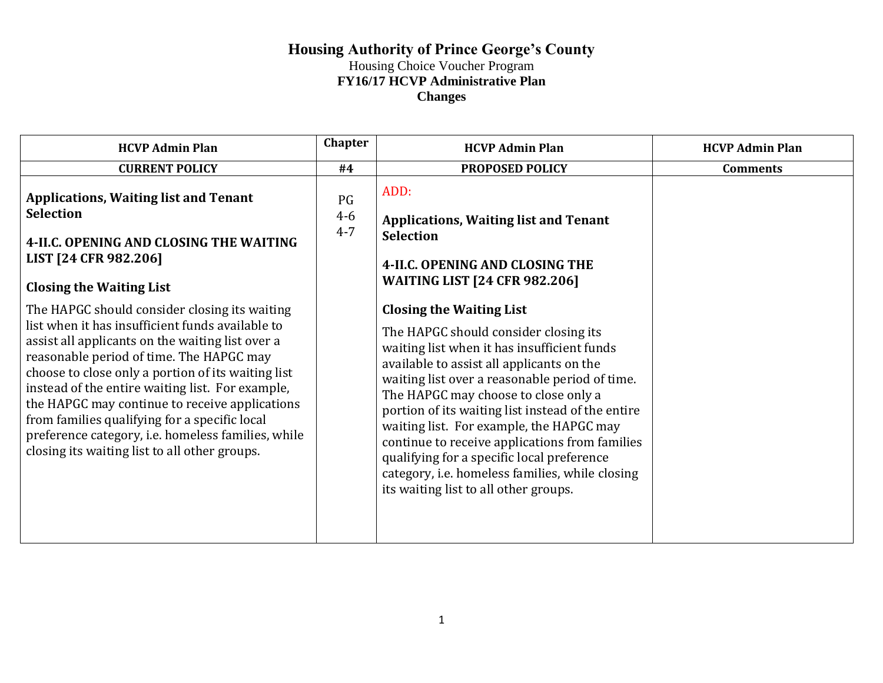# Housing Authority of Prince George's County

Housing Choice Voucher Program

**FY16/17 HCVP Administrative Plan**

**Changes**

| HCVP Admin Plan | Chapter | HCVP Admin Plan | HCVP Admin Plan |
|---|---|---|---|
| **CURRENT POLICY** | **#4** | **PROPOSED POLICY** | **Comments** |
| **Applications, Waiting list and Tenant Selection**<br><br>**4-II.C. OPENING AND CLOSING THE WAITING LIST [24 CFR 982.206]**<br><br>**Closing the Waiting List**<br><br>The HAPGC should consider closing its waiting list when it has insufficient funds available to assist all applicants on the waiting list over a reasonable period of time. The HAPGC may choose to close only a portion of its waiting list instead of the entire waiting list. For example, the HAPGC may continue to receive applications from families qualifying for a specific local preference category, i.e. homeless families, while closing its waiting list to all other groups. | PG<br>4-6<br>4-7 | ADD:<br><br>**Applications, Waiting list and Tenant Selection**<br><br>**4-II.C. OPENING AND CLOSING THE WAITING LIST [24 CFR 982.206]**<br><br>**Closing the Waiting List**<br><br>The HAPGC should consider closing its waiting list when it has insufficient funds available to assist all applicants on the waiting list over a reasonable period of time. The HAPGC may choose to close only a portion of its waiting list instead of the entire waiting list. For example, the HAPGC may continue to receive applications from families qualifying for a specific local preference category, i.e. homeless families, while closing its waiting list to all other groups. | |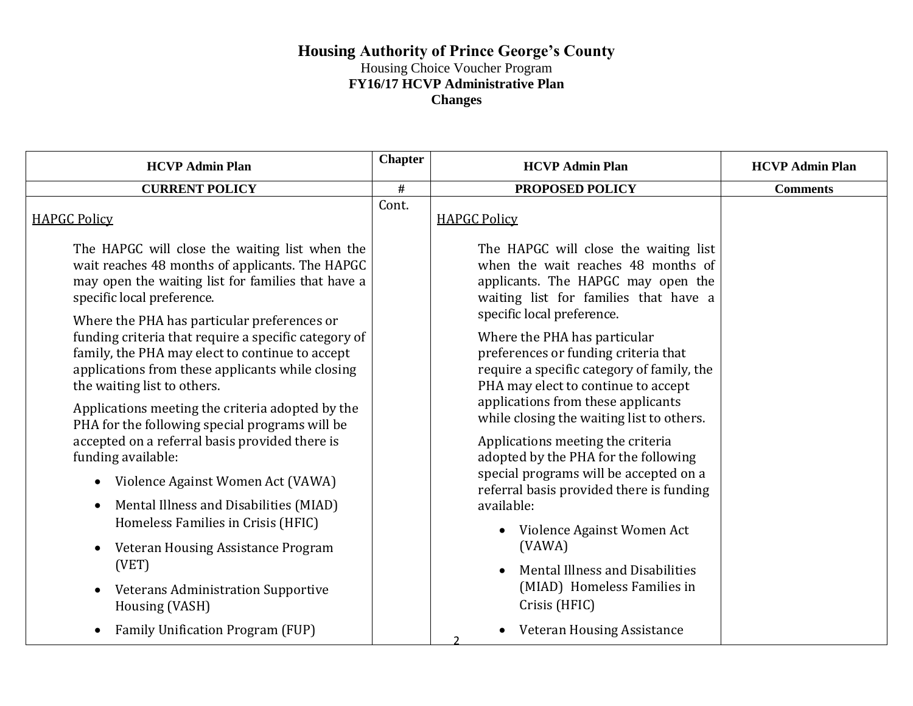# Housing Authority of Prince George's County

Housing Choice Voucher Program

**FY16/17 HCVP Administrative Plan**

**Changes**

| HCVP Admin Plan | Chapter | HCVP Admin Plan | HCVP Admin Plan |
|---|---|---|---|
| **CURRENT POLICY** | **#** | **PROPOSED POLICY** | **Comments** |
| <u>HAPGC Policy</u><br><br>The HAPGC will close the waiting list when the wait reaches 48 months of applicants. The HAPGC may open the waiting list for families that have a specific local preference.<br><br>Where the PHA has particular preferences or funding criteria that require a specific category of family, the PHA may elect to continue to accept applications from these applicants while closing the waiting list to others.<br><br>Applications meeting the criteria adopted by the PHA for the following special programs will be accepted on a referral basis provided there is funding available:<br><br>• Violence Against Women Act (VAWA)<br>• Mental Illness and Disabilities (MIAD) Homeless Families in Crisis (HFIC)<br>• Veteran Housing Assistance Program (VET)<br>• Veterans Administration Supportive Housing (VASH)<br>• Family Unification Program (FUP) | Cont. | <u>HAPGC Policy</u><br><br>The HAPGC will close the waiting list when the wait reaches 48 months of applicants. The HAPGC may open the waiting list for families that have a specific local preference.<br><br>Where the PHA has particular preferences or funding criteria that require a specific category of family, the PHA may elect to continue to accept applications from these applicants while closing the waiting list to others.<br><br>Applications meeting the criteria adopted by the PHA for the following special programs will be accepted on a referral basis provided there is funding available:<br><br>• Violence Against Women Act (VAWA)<br>• Mental Illness and Disabilities (MIAD) Homeless Families in Crisis (HFIC)<br>• Veteran Housing Assistance | |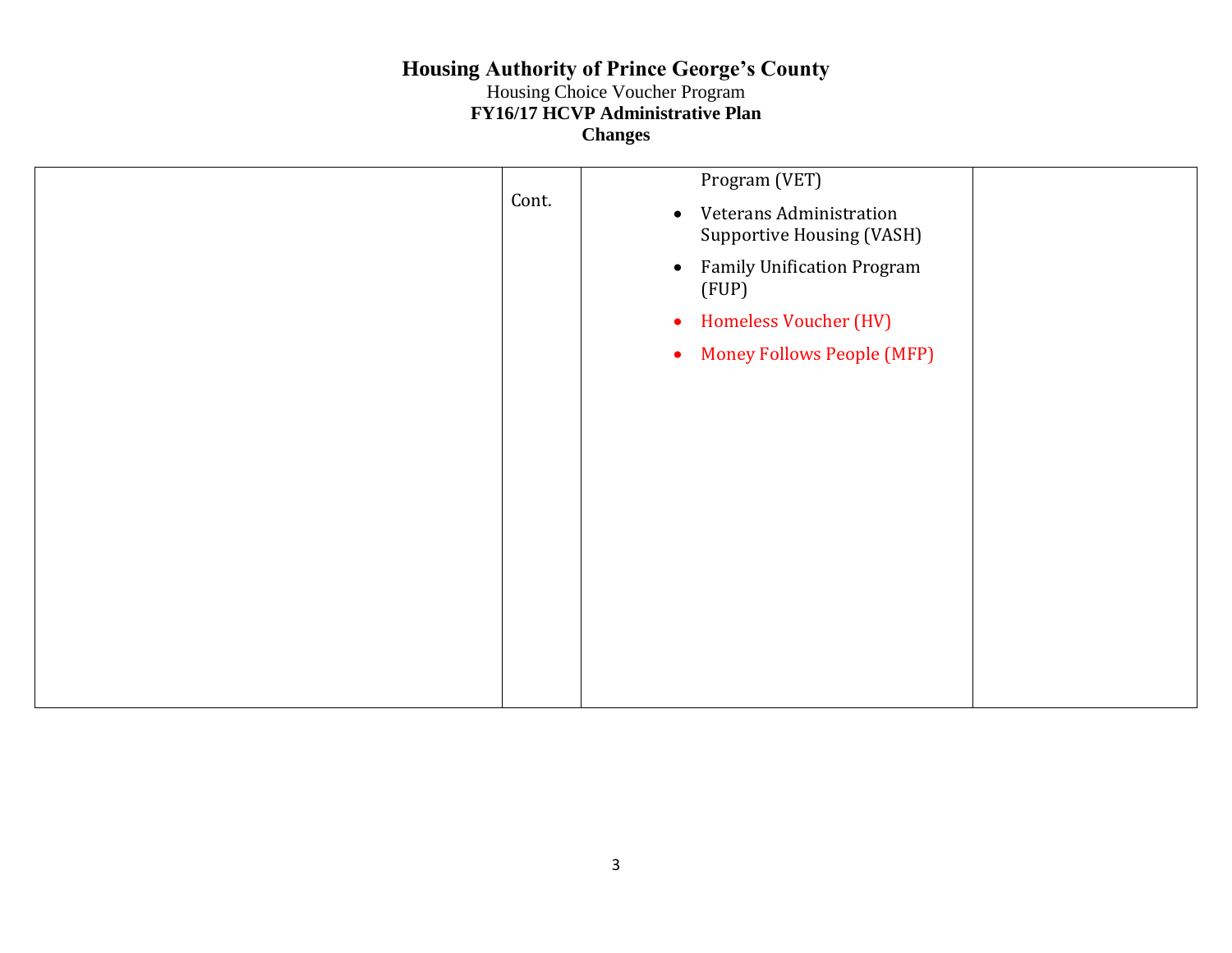# Housing Authority of Prince George's County

Housing Choice Voucher Program

**FY16/17 HCVP Administrative Plan**

**Changes**

| | | | |
|---|---|---|---|
| | Cont. | Program (VET)<br>• Veterans Administration Supportive Housing (VASH)<br>• Family Unification Program (FUP)<br>• Homeless Voucher (HV)<br>• Money Follows People (MFP) | |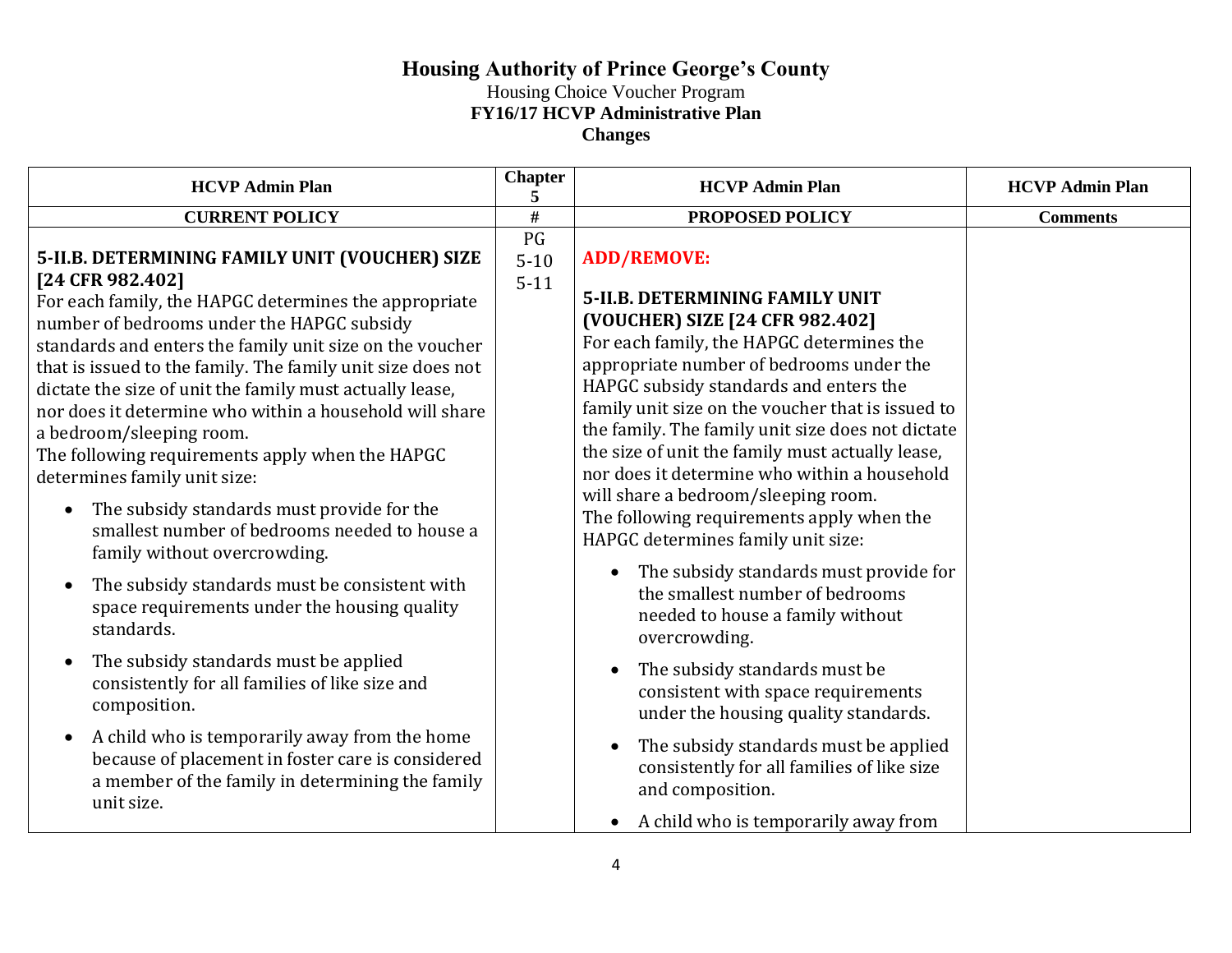# Housing Authority of Prince George's County

Housing Choice Voucher Program

**FY16/17 HCVP Administrative Plan**

**Changes**

| HCVP Admin Plan | Chapter 5 | HCVP Admin Plan | HCVP Admin Plan |
|---|---|---|---|
| **CURRENT POLICY** | **#** | **PROPOSED POLICY** | **Comments** |
| **5-II.B. DETERMINING FAMILY UNIT (VOUCHER) SIZE [24 CFR 982.402]**<br>For each family, the HAPGC determines the appropriate number of bedrooms under the HAPGC subsidy standards and enters the family unit size on the voucher that is issued to the family. The family unit size does not dictate the size of unit the family must actually lease, nor does it determine who within a household will share a bedroom/sleeping room.<br>The following requirements apply when the HAPGC determines family unit size:<br>• The subsidy standards must provide for the smallest number of bedrooms needed to house a family without overcrowding.<br>• The subsidy standards must be consistent with space requirements under the housing quality standards.<br>• The subsidy standards must be applied consistently for all families of like size and composition.<br>• A child who is temporarily away from the home because of placement in foster care is considered a member of the family in determining the family unit size. | PG 5-10 5-11 | **ADD/REMOVE:**<br><br>**5-II.B. DETERMINING FAMILY UNIT (VOUCHER) SIZE [24 CFR 982.402]**<br>For each family, the HAPGC determines the appropriate number of bedrooms under the HAPGC subsidy standards and enters the family unit size on the voucher that is issued to the family. The family unit size does not dictate the size of unit the family must actually lease, nor does it determine who within a household will share a bedroom/sleeping room.<br>The following requirements apply when the HAPGC determines family unit size:<br>• The subsidy standards must provide for the smallest number of bedrooms needed to house a family without overcrowding.<br>• The subsidy standards must be consistent with space requirements under the housing quality standards.<br>• The subsidy standards must be applied consistently for all families of like size and composition.<br>• A child who is temporarily away from | |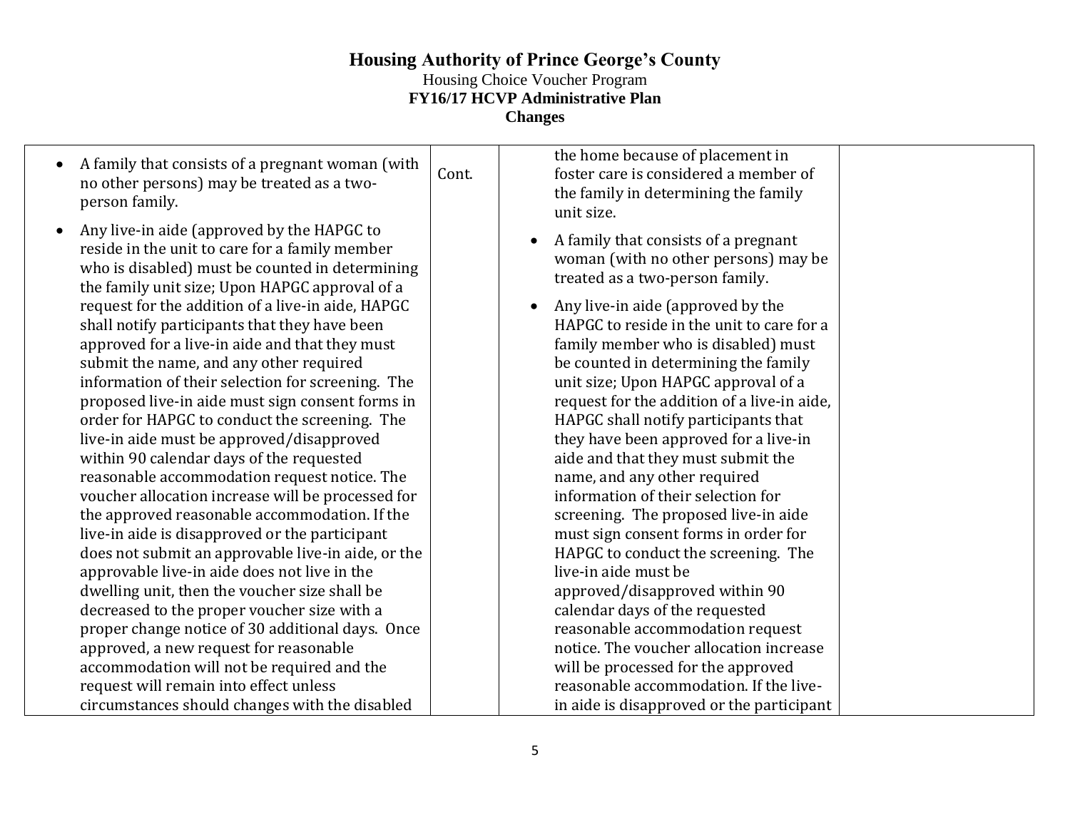# Housing Authority of Prince George's County

Housing Choice Voucher Program

**FY16/17 HCVP Administrative Plan**

**Changes**

| | | | |
|---|---|---|---|
| • A family that consists of a pregnant woman (with no other persons) may be treated as a two-person family.<br>• Any live-in aide (approved by the HAPGC to reside in the unit to care for a family member who is disabled) must be counted in determining the family unit size; Upon HAPGC approval of a request for the addition of a live-in aide, HAPGC shall notify participants that they have been approved for a live-in aide and that they must submit the name, and any other required information of their selection for screening. The proposed live-in aide must sign consent forms in order for HAPGC to conduct the screening. The live-in aide must be approved/disapproved within 90 calendar days of the requested reasonable accommodation request notice. The voucher allocation increase will be processed for the approved reasonable accommodation. If the live-in aide is disapproved or the participant does not submit an approvable live-in aide, or the approvable live-in aide does not live in the dwelling unit, then the voucher size shall be decreased to the proper voucher size with a proper change notice of 30 additional days. Once approved, a new request for reasonable accommodation will not be required and the request will remain into effect unless circumstances should changes with the disabled | Cont. | the home because of placement in foster care is considered a member of the family in determining the family unit size.<br>• A family that consists of a pregnant woman (with no other persons) may be treated as a two-person family.<br>• Any live-in aide (approved by the HAPGC to reside in the unit to care for a family member who is disabled) must be counted in determining the family unit size; Upon HAPGC approval of a request for the addition of a live-in aide, HAPGC shall notify participants that they have been approved for a live-in aide and that they must submit the name, and any other required information of their selection for screening. The proposed live-in aide must sign consent forms in order for HAPGC to conduct the screening. The live-in aide must be approved/disapproved within 90 calendar days of the requested reasonable accommodation request notice. The voucher allocation increase will be processed for the approved reasonable accommodation. If the live-in aide is disapproved or the participant | |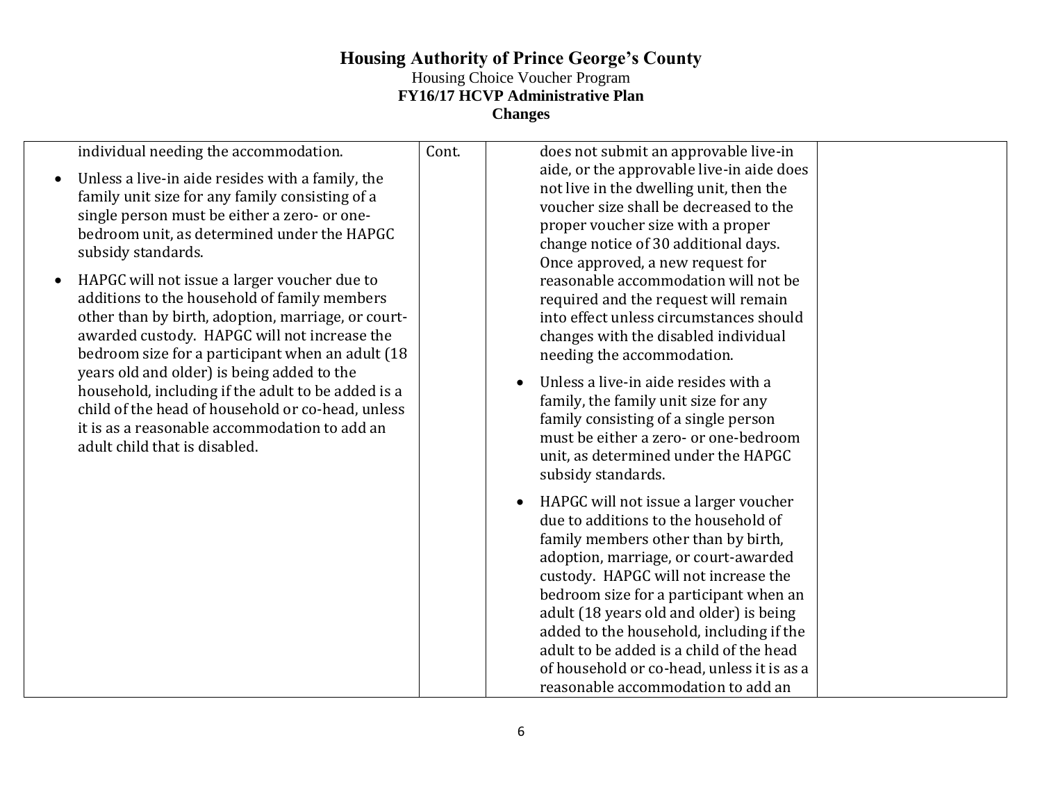| | | | |
|---|---|---|---|
| individual needing the accommodation.<br><br>• Unless a live-in aide resides with a family, the family unit size for any family consisting of a single person must be either a zero- or one-bedroom unit, as determined under the HAPGC subsidy standards.<br><br>• HAPGC will not issue a larger voucher due to additions to the household of family members other than by birth, adoption, marriage, or court-awarded custody. HAPGC will not increase the bedroom size for a participant when an adult (18 years old and older) is being added to the household, including if the adult to be added is a child of the head of household or co-head, unless it is as a reasonable accommodation to add an adult child that is disabled. | Cont. | does not submit an approvable live-in aide, or the approvable live-in aide does not live in the dwelling unit, then the voucher size shall be decreased to the proper voucher size with a proper change notice of 30 additional days. Once approved, a new request for reasonable accommodation will not be required and the request will remain into effect unless circumstances should changes with the disabled individual needing the accommodation.<br><br>• Unless a live-in aide resides with a family, the family unit size for any family consisting of a single person must be either a zero- or one-bedroom unit, as determined under the HAPGC subsidy standards.<br><br>• HAPGC will not issue a larger voucher due to additions to the household of family members other than by birth, adoption, marriage, or court-awarded custody. HAPGC will not increase the bedroom size for a participant when an adult (18 years old and older) is being added to the household, including if the adult to be added is a child of the head of household or co-head, unless it is as a reasonable accommodation to add an | |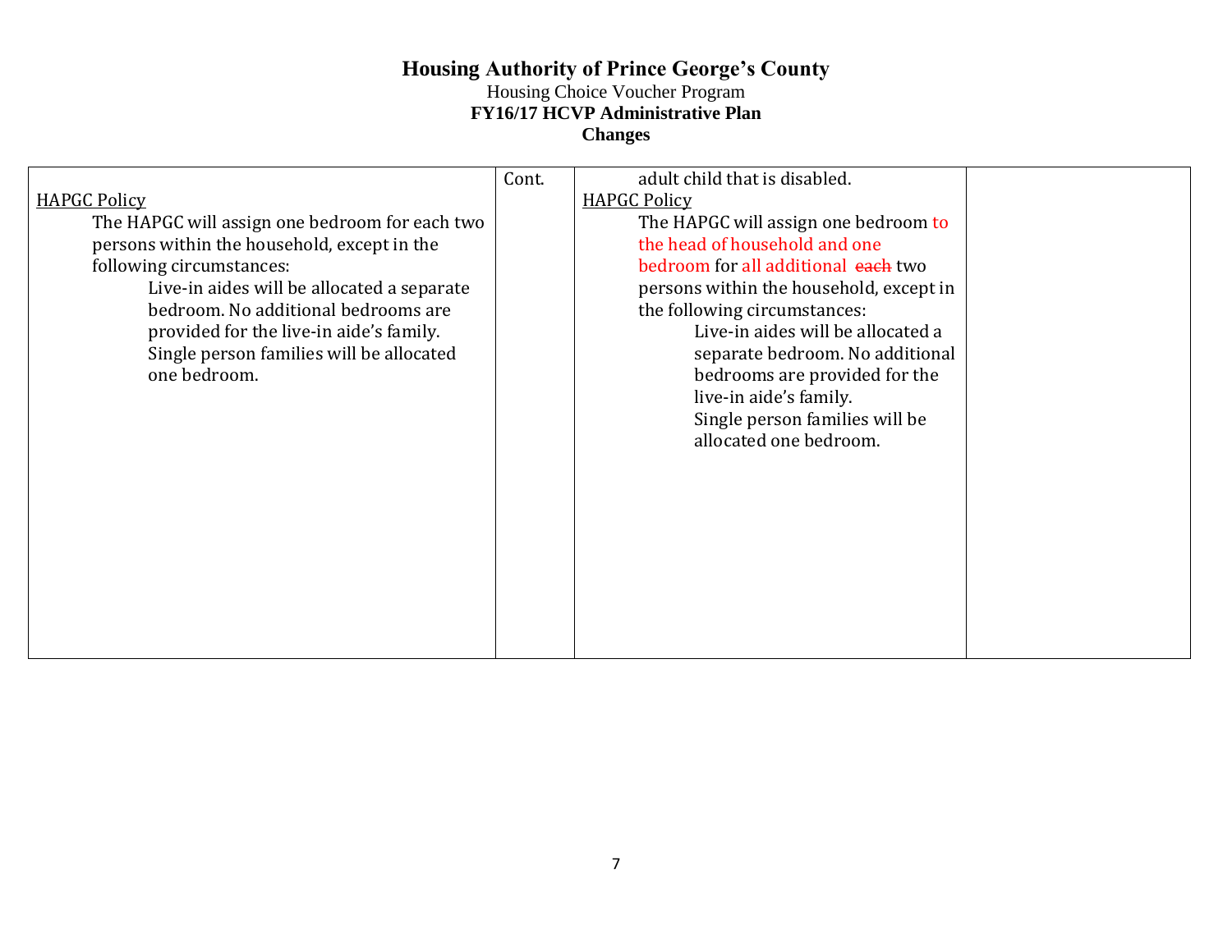# Housing Authority of Prince George's County

Housing Choice Voucher Program

**FY16/17 HCVP Administrative Plan**

**Changes**

| | | | |
|---|---|---|---|
| <u>HAPGC Policy</u><br>The HAPGC will assign one bedroom for each two persons within the household, except in the following circumstances:<br>Live-in aides will be allocated a separate bedroom. No additional bedrooms are provided for the live-in aide's family.<br>Single person families will be allocated one bedroom. | Cont. | adult child that is disabled.<br><u>HAPGC Policy</u><br>The HAPGC will assign one bedroom to the head of household and one bedroom for all additional ~~each~~ two persons within the household, except in the following circumstances:<br>Live-in aides will be allocated a separate bedroom. No additional bedrooms are provided for the live-in aide's family.<br>Single person families will be allocated one bedroom. | |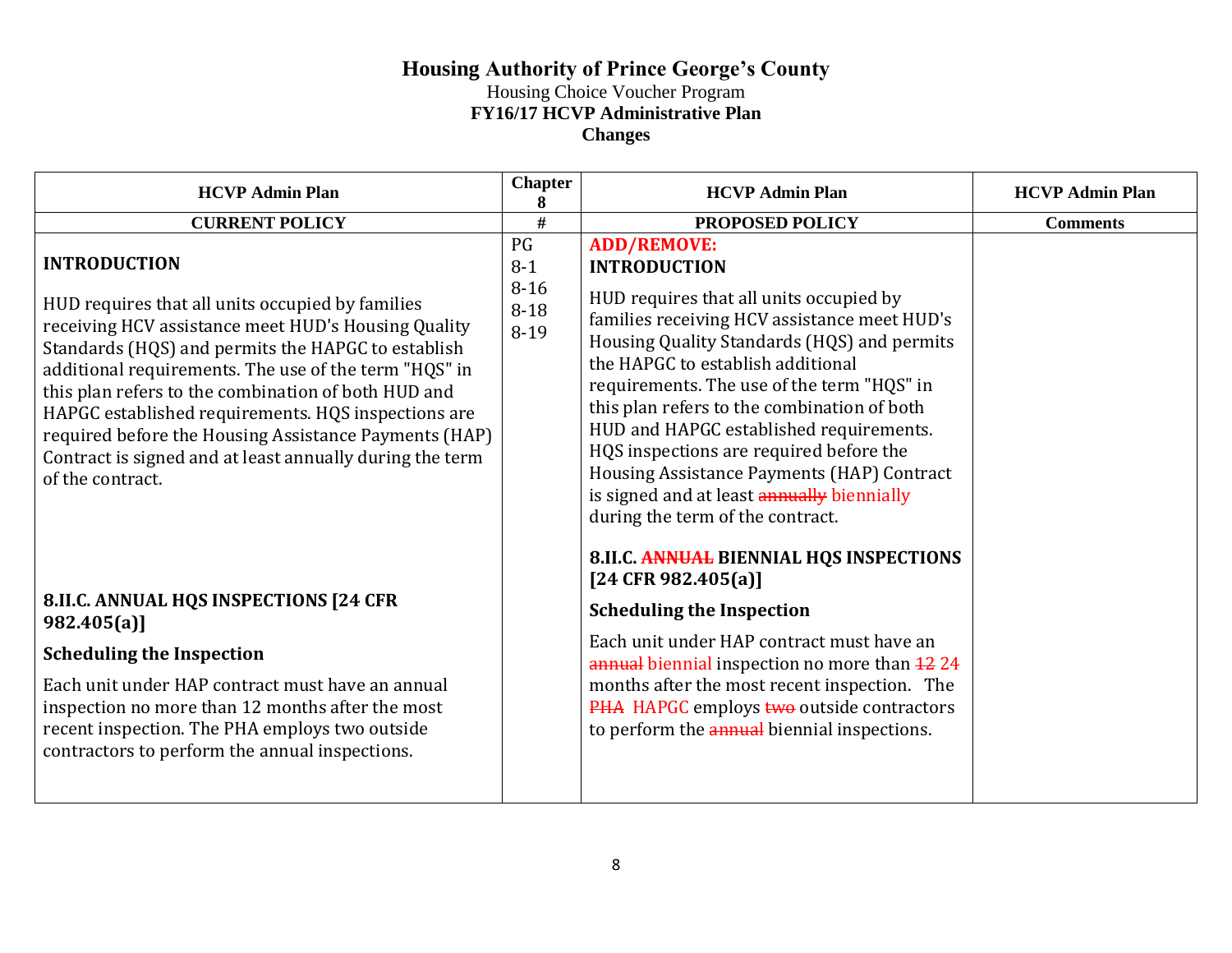# Housing Authority of Prince George's County

Housing Choice Voucher Program

**FY16/17 HCVP Administrative Plan**

**Changes**

| HCVP Admin Plan | Chapter 8 | HCVP Admin Plan | HCVP Admin Plan |
|---|---|---|---|
| **CURRENT POLICY** | **#** | **PROPOSED POLICY** | **Comments** |
| **INTRODUCTION**<br><br>HUD requires that all units occupied by families receiving HCV assistance meet HUD's Housing Quality Standards (HQS) and permits the HAPGC to establish additional requirements. The use of the term "HQS" in this plan refers to the combination of both HUD and HAPGC established requirements. HQS inspections are required before the Housing Assistance Payments (HAP) Contract is signed and at least annually during the term of the contract.<br><br>**8.II.C. ANNUAL HQS INSPECTIONS [24 CFR 982.405(a)]**<br><br>**Scheduling the Inspection**<br><br>Each unit under HAP contract must have an annual inspection no more than 12 months after the most recent inspection. The PHA employs two outside contractors to perform the annual inspections. | PG<br>8-1<br>8-16<br>8-18<br>8-19 | **ADD/REMOVE:**<br>**INTRODUCTION**<br><br>HUD requires that all units occupied by families receiving HCV assistance meet HUD's Housing Quality Standards (HQS) and permits the HAPGC to establish additional requirements. The use of the term "HQS" in this plan refers to the combination of both HUD and HAPGC established requirements. HQS inspections are required before the Housing Assistance Payments (HAP) Contract is signed and at least ~~annually~~ biennially during the term of the contract.<br><br>**8.II.C. ~~ANNUAL~~ BIENNIAL HQS INSPECTIONS [24 CFR 982.405(a)]**<br><br>**Scheduling the Inspection**<br><br>Each unit under HAP contract must have an ~~annual~~ biennial inspection no more than ~~12~~ 24 months after the most recent inspection. The ~~PHA~~ HAPGC employs ~~two~~ outside contractors to perform the ~~annual~~ biennial inspections. | |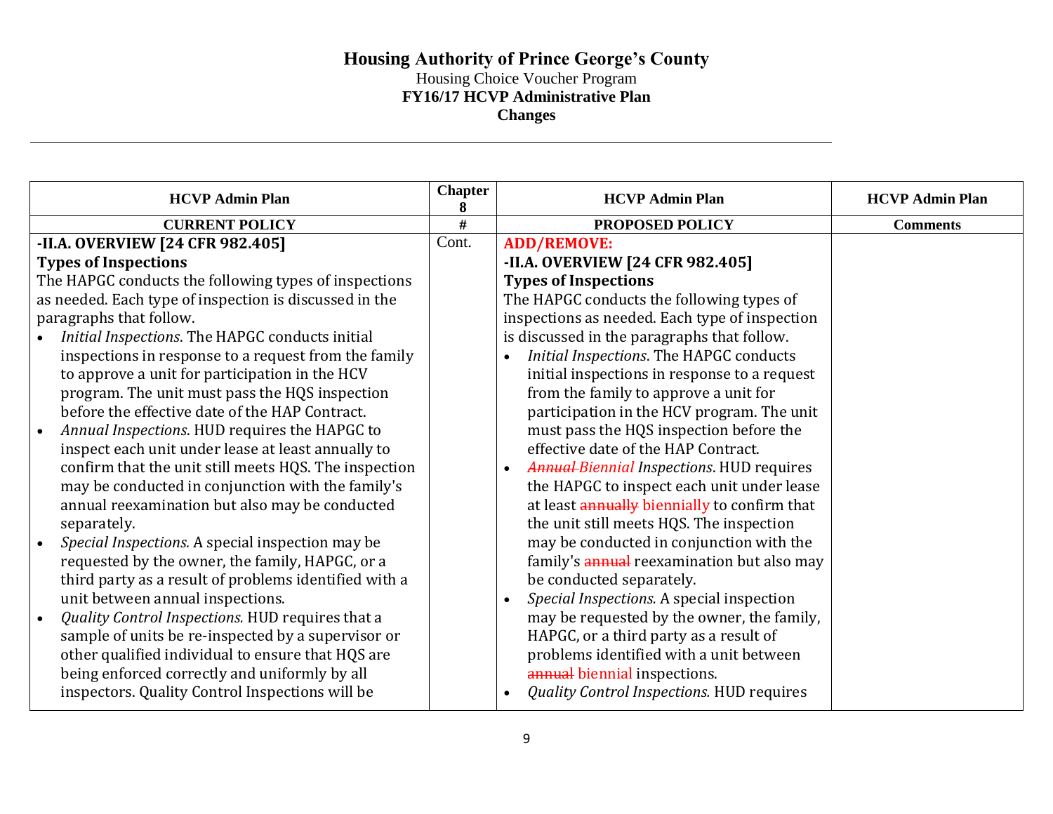# Housing Authority of Prince George's County

Housing Choice Voucher Program

**FY16/17 HCVP Administrative Plan**

**Changes**

| HCVP Admin Plan | Chapter 8 | HCVP Admin Plan | HCVP Admin Plan |
|---|---|---|---|
| **CURRENT POLICY** | **#** | **PROPOSED POLICY** | **Comments** |
| **-II.A. OVERVIEW [24 CFR 982.405]**<br>**Types of Inspections**<br>The HAPGC conducts the following types of inspections as needed. Each type of inspection is discussed in the paragraphs that follow.<br>• *Initial Inspections*. The HAPGC conducts initial inspections in response to a request from the family to approve a unit for participation in the HCV program. The unit must pass the HQS inspection before the effective date of the HAP Contract.<br>• *Annual Inspections*. HUD requires the HAPGC to inspect each unit under lease at least annually to confirm that the unit still meets HQS. The inspection may be conducted in conjunction with the family's annual reexamination but also may be conducted separately.<br>• *Special Inspections.* A special inspection may be requested by the owner, the family, HAPGC, or a third party as a result of problems identified with a unit between annual inspections.<br>• *Quality Control Inspections.* HUD requires that a sample of units be re-inspected by a supervisor or other qualified individual to ensure that HQS are being enforced correctly and uniformly by all inspectors. Quality Control Inspections will be | Cont. | **ADD/REMOVE:**<br>**-II.A. OVERVIEW [24 CFR 982.405]**<br>**Types of Inspections**<br>The HAPGC conducts the following types of inspections as needed. Each type of inspection is discussed in the paragraphs that follow.<br>• *Initial Inspections*. The HAPGC conducts initial inspections in response to a request from the family to approve a unit for participation in the HCV program. The unit must pass the HQS inspection before the effective date of the HAP Contract.<br>• *~~Annual~~ Biennial Inspections*. HUD requires the HAPGC to inspect each unit under lease at least ~~annually~~ biennially to confirm that the unit still meets HQS. The inspection may be conducted in conjunction with the family's ~~annual~~ reexamination but also may be conducted separately.<br>• *Special Inspections.* A special inspection may be requested by the owner, the family, HAPGC, or a third party as a result of problems identified with a unit between ~~annual~~ biennial inspections.<br>• *Quality Control Inspections.* HUD requires | |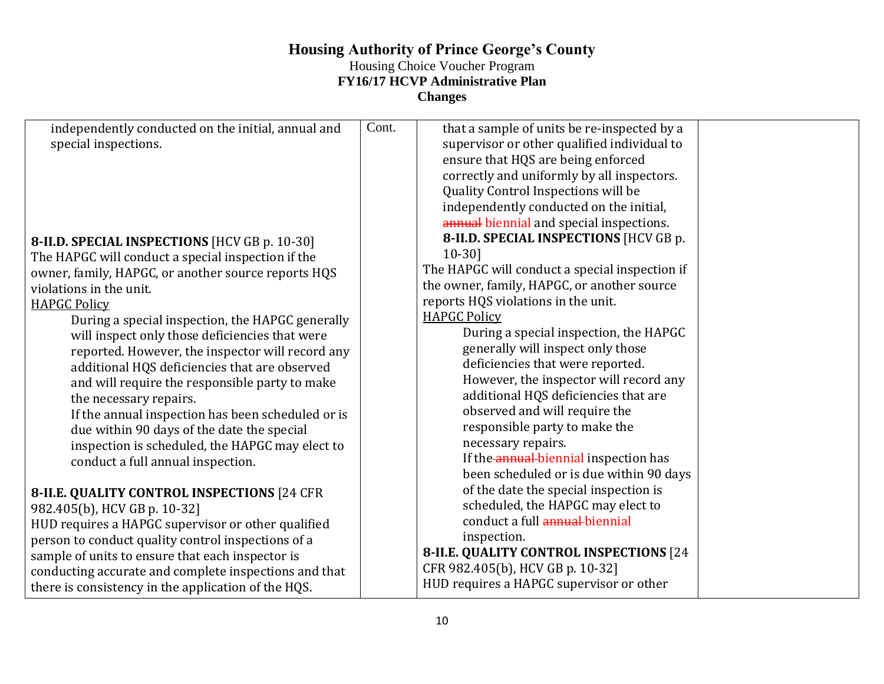| | | | |
|---|---|---|---|
| independently conducted on the initial, annual and special inspections.<br><br>**8-II.D. SPECIAL INSPECTIONS** [HCV GB p. 10-30]<br>The HAPGC will conduct a special inspection if the owner, family, HAPGC, or another source reports HQS violations in the unit.<br><u>HAPGC Policy</u><br>During a special inspection, the HAPGC generally will inspect only those deficiencies that were reported. However, the inspector will record any additional HQS deficiencies that are observed and will require the responsible party to make the necessary repairs.<br>If the annual inspection has been scheduled or is due within 90 days of the date the special inspection is scheduled, the HAPGC may elect to conduct a full annual inspection.<br><br>**8-II.E. QUALITY CONTROL INSPECTIONS** [24 CFR 982.405(b), HCV GB p. 10-32]<br>HUD requires a HAPGC supervisor or other qualified person to conduct quality control inspections of a sample of units to ensure that each inspector is conducting accurate and complete inspections and that there is consistency in the application of the HQS. | Cont. | that a sample of units be re-inspected by a supervisor or other qualified individual to ensure that HQS are being enforced correctly and uniformly by all inspectors. Quality Control Inspections will be independently conducted on the initial, ~~annual~~ biennial and special inspections.<br>**8-II.D. SPECIAL INSPECTIONS** [HCV GB p. 10-30]<br>The HAPGC will conduct a special inspection if the owner, family, HAPGC, or another source reports HQS violations in the unit.<br><u>HAPGC Policy</u><br>During a special inspection, the HAPGC generally will inspect only those deficiencies that were reported. However, the inspector will record any additional HQS deficiencies that are observed and will require the responsible party to make the necessary repairs.<br>If the ~~annual~~ biennial inspection has been scheduled or is due within 90 days of the date the special inspection is scheduled, the HAPGC may elect to conduct a full ~~annual~~ biennial inspection.<br>**8-II.E. QUALITY CONTROL INSPECTIONS** [24 CFR 982.405(b), HCV GB p. 10-32]<br>HUD requires a HAPGC supervisor or other | |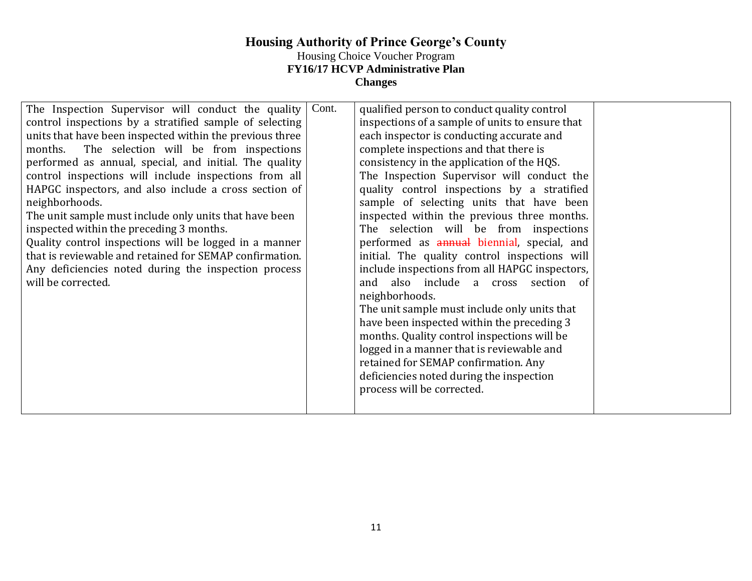# Housing Authority of Prince George's County

Housing Choice Voucher Program

**FY16/17 HCVP Administrative Plan**

**Changes**

| | | | |
|---|---|---|---|
| The Inspection Supervisor will conduct the quality control inspections by a stratified sample of selecting units that have been inspected within the previous three months. The selection will be from inspections performed as annual, special, and initial. The quality control inspections will include inspections from all HAPGC inspectors, and also include a cross section of neighborhoods.<br>The unit sample must include only units that have been inspected within the preceding 3 months.<br>Quality control inspections will be logged in a manner that is reviewable and retained for SEMAP confirmation. Any deficiencies noted during the inspection process will be corrected. | Cont. | qualified person to conduct quality control inspections of a sample of units to ensure that each inspector is conducting accurate and complete inspections and that there is consistency in the application of the HQS.<br>The Inspection Supervisor will conduct the quality control inspections by a stratified sample of selecting units that have been inspected within the previous three months. The selection will be from inspections performed as ~~annual~~ biennial, special, and initial. The quality control inspections will include inspections from all HAPGC inspectors, and also include a cross section of neighborhoods.<br>The unit sample must include only units that have been inspected within the preceding 3 months. Quality control inspections will be logged in a manner that is reviewable and retained for SEMAP confirmation. Any deficiencies noted during the inspection process will be corrected. | |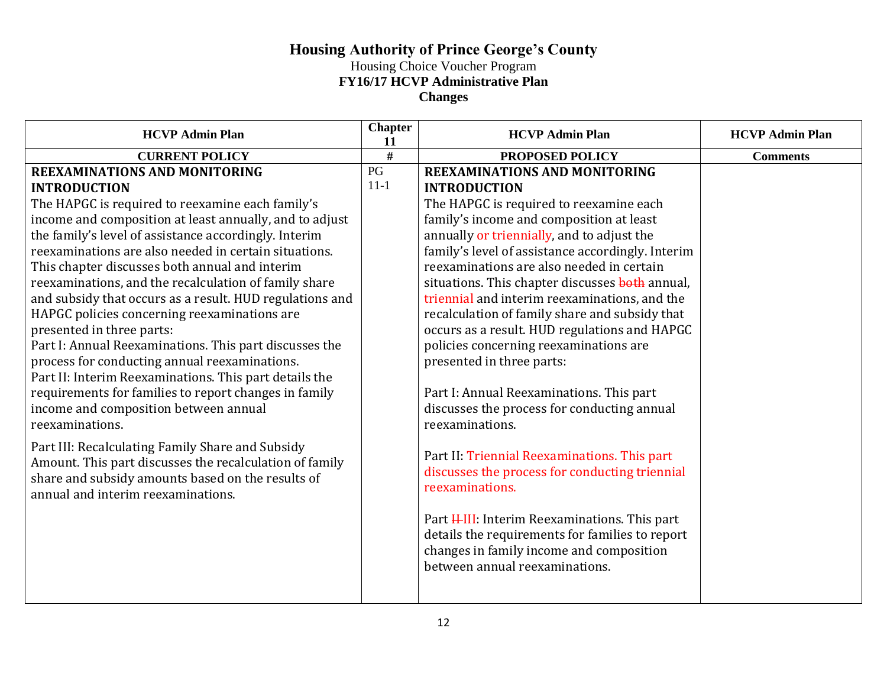# Housing Authority of Prince George's County

Housing Choice Voucher Program

**FY16/17 HCVP Administrative Plan**

**Changes**

| HCVP Admin Plan | Chapter 11 | HCVP Admin Plan | HCVP Admin Plan |
|---|---|---|---|
| **CURRENT POLICY** | **#** | **PROPOSED POLICY** | **Comments** |
| **REEXAMINATIONS AND MONITORING**<br>**INTRODUCTION**<br>The HAPGC is required to reexamine each family's income and composition at least annually, and to adjust the family's level of assistance accordingly. Interim reexaminations are also needed in certain situations. This chapter discusses both annual and interim reexaminations, and the recalculation of family share and subsidy that occurs as a result. HUD regulations and HAPGC policies concerning reexaminations are presented in three parts:<br>Part I: Annual Reexaminations. This part discusses the process for conducting annual reexaminations.<br>Part II: Interim Reexaminations. This part details the requirements for families to report changes in family income and composition between annual reexaminations.<br><br>Part III: Recalculating Family Share and Subsidy Amount. This part discusses the recalculation of family share and subsidy amounts based on the results of annual and interim reexaminations. | PG 11-1 | **REEXAMINATIONS AND MONITORING**<br>**INTRODUCTION**<br>The HAPGC is required to reexamine each family's income and composition at least annually or triennially, and to adjust the family's level of assistance accordingly. Interim reexaminations are also needed in certain situations. This chapter discusses ~~both~~ annual, triennial and interim reexaminations, and the recalculation of family share and subsidy that occurs as a result. HUD regulations and HAPGC policies concerning reexaminations are presented in three parts:<br><br>Part I: Annual Reexaminations. This part discusses the process for conducting annual reexaminations.<br><br>Part II: Triennial Reexaminations. This part discusses the process for conducting triennial reexaminations.<br><br>Part ~~II~~ III: Interim Reexaminations. This part details the requirements for families to report changes in family income and composition between annual reexaminations. | |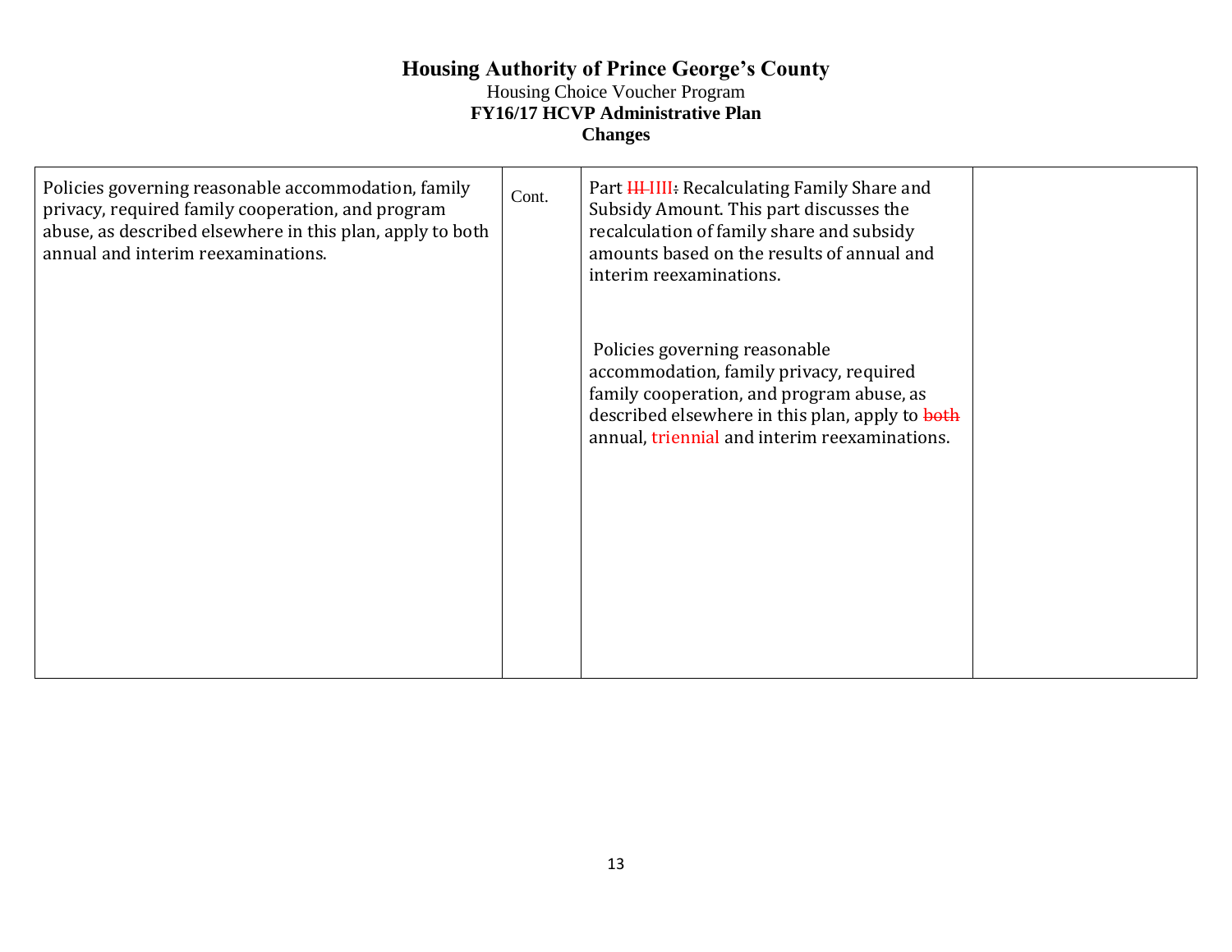# Housing Authority of Prince George's County

Housing Choice Voucher Program

**FY16/17 HCVP Administrative Plan**

**Changes**

| | | | |
|---|---|---|---|
| Policies governing reasonable accommodation, family privacy, required family cooperation, and program abuse, as described elsewhere in this plan, apply to both annual and interim reexaminations. | Cont. | Part ~~III~~ IIII~~.~~ Recalculating Family Share and Subsidy Amount. This part discusses the recalculation of family share and subsidy amounts based on the results of annual and interim reexaminations.<br><br>Policies governing reasonable accommodation, family privacy, required family cooperation, and program abuse, as described elsewhere in this plan, apply to ~~both~~ annual, triennial and interim reexaminations. | |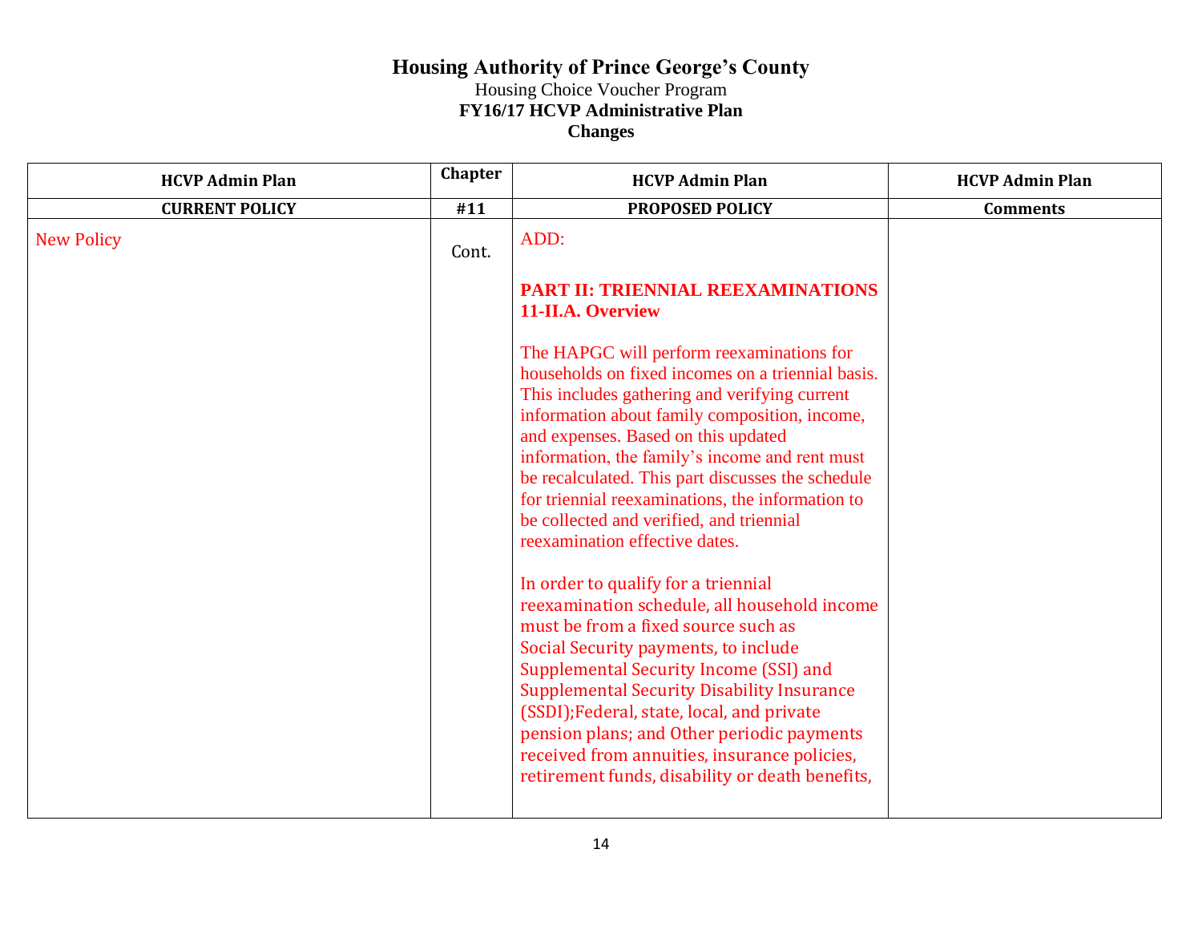# Housing Authority of Prince George's County

Housing Choice Voucher Program

**FY16/17 HCVP Administrative Plan**

**Changes**

| HCVP Admin Plan | Chapter | HCVP Admin Plan | HCVP Admin Plan |
|---|---|---|---|
| **CURRENT POLICY** | **#11** | **PROPOSED POLICY** | **Comments** |
| New Policy | Cont. | ADD:<br><br>**PART II: TRIENNIAL REEXAMINATIONS**<br>**11-II.A. Overview**<br><br>The HAPGC will perform reexaminations for households on fixed incomes on a triennial basis. This includes gathering and verifying current information about family composition, income, and expenses. Based on this updated information, the family's income and rent must be recalculated. This part discusses the schedule for triennial reexaminations, the information to be collected and verified, and triennial reexamination effective dates.<br><br>In order to qualify for a triennial reexamination schedule, all household income must be from a fixed source such as Social Security payments, to include Supplemental Security Income (SSI) and Supplemental Security Disability Insurance (SSDI);Federal, state, local, and private pension plans; and Other periodic payments received from annuities, insurance policies, retirement funds, disability or death benefits, | |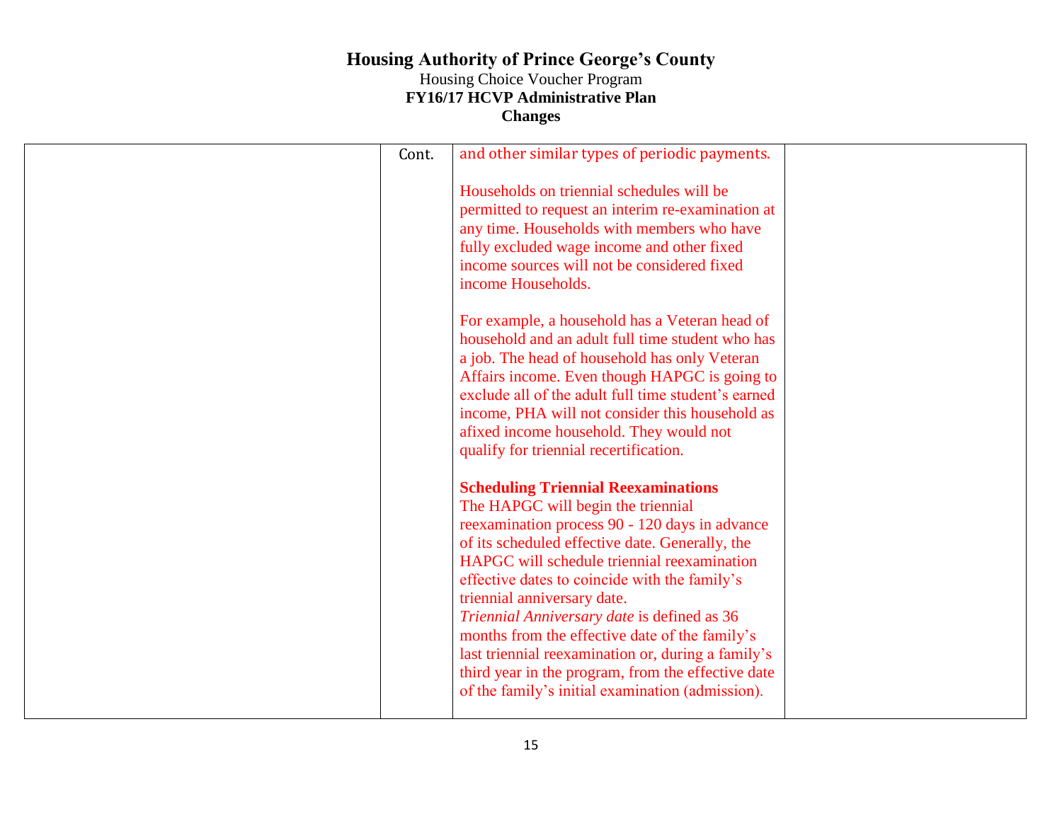| | | | |
|---|---|---|---|
| | Cont. | and other similar types of periodic payments.<br><br>Households on triennial schedules will be permitted to request an interim re-examination at any time. Households with members who have fully excluded wage income and other fixed income sources will not be considered fixed income Households.<br><br>For example, a household has a Veteran head of household and an adult full time student who has a job. The head of household has only Veteran Affairs income. Even though HAPGC is going to exclude all of the adult full time student's earned income, PHA will not consider this household as afixed income household. They would not qualify for triennial recertification.<br><br>**Scheduling Triennial Reexaminations**<br>The HAPGC will begin the triennial reexamination process 90 - 120 days in advance of its scheduled effective date. Generally, the HAPGC will schedule triennial reexamination effective dates to coincide with the family's triennial anniversary date.<br>*Triennial Anniversary date* is defined as 36 months from the effective date of the family's last triennial reexamination or, during a family's third year in the program, from the effective date of the family's initial examination (admission). | |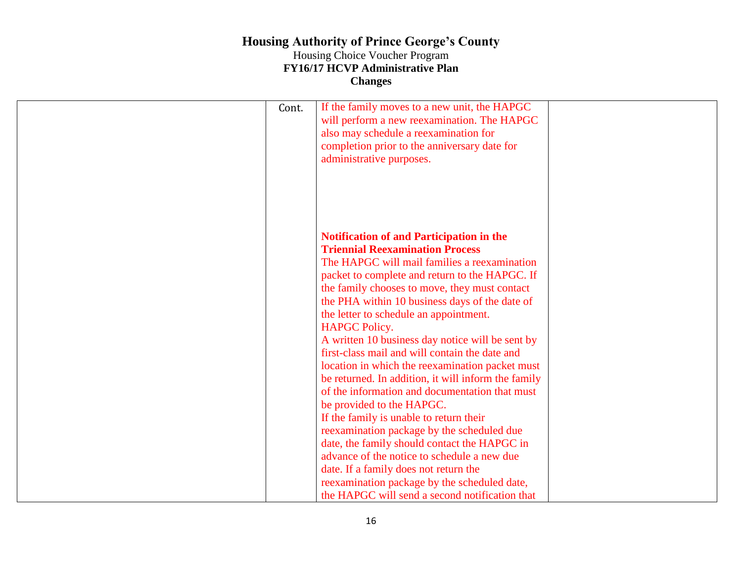# Housing Authority of Prince George's County

Housing Choice Voucher Program

**FY16/17 HCVP Administrative Plan**

**Changes**

| | | | |
|---|---|---|---|
| | Cont. | If the family moves to a new unit, the HAPGC will perform a new reexamination. The HAPGC also may schedule a reexamination for completion prior to the anniversary date for administrative purposes.<br><br>**Notification of and Participation in the Triennial Reexamination Process**<br>The HAPGC will mail families a reexamination packet to complete and return to the HAPGC. If the family chooses to move, they must contact the PHA within 10 business days of the date of the letter to schedule an appointment.<br>HAPGC Policy.<br>A written 10 business day notice will be sent by first-class mail and will contain the date and location in which the reexamination packet must be returned. In addition, it will inform the family of the information and documentation that must be provided to the HAPGC.<br>If the family is unable to return their reexamination package by the scheduled due date, the family should contact the HAPGC in advance of the notice to schedule a new due date. If a family does not return the reexamination package by the scheduled date, the HAPGC will send a second notification that | |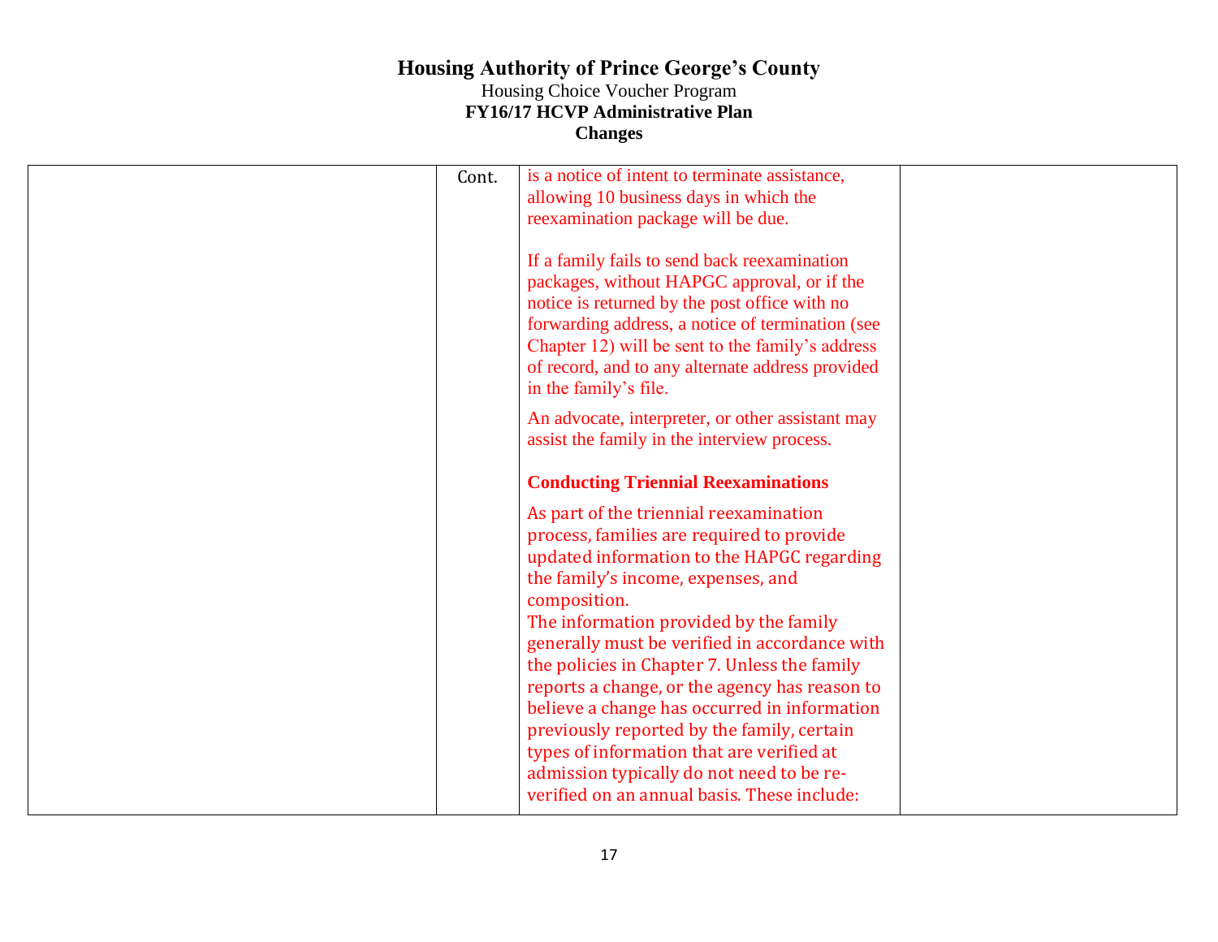| | | | |
|---|---|---|---|
| | Cont. | is a notice of intent to terminate assistance, allowing 10 business days in which the reexamination package will be due.<br><br>If a family fails to send back reexamination packages, without HAPGC approval, or if the notice is returned by the post office with no forwarding address, a notice of termination (see Chapter 12) will be sent to the family's address of record, and to any alternate address provided in the family's file.<br><br>An advocate, interpreter, or other assistant may assist the family in the interview process.<br><br>**Conducting Triennial Reexaminations**<br><br>As part of the triennial reexamination process, families are required to provide updated information to the HAPGC regarding the family's income, expenses, and composition.<br>The information provided by the family generally must be verified in accordance with the policies in Chapter 7. Unless the family reports a change, or the agency has reason to believe a change has occurred in information previously reported by the family, certain types of information that are verified at admission typically do not need to be re-verified on an annual basis. These include: | |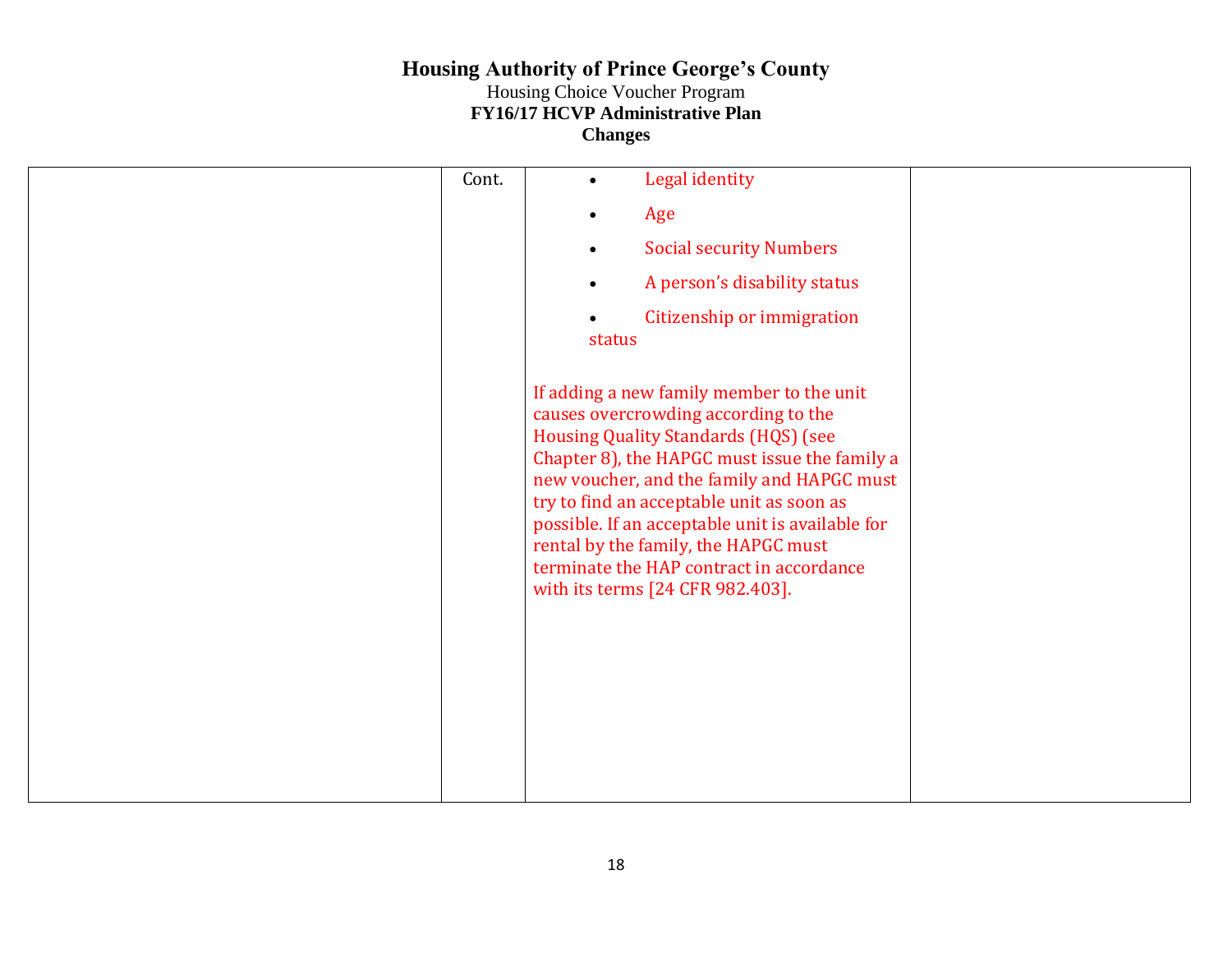| | | | |
|---|---|---|---|
| | Cont. | • Legal identity<br>• Age<br>• Social security Numbers<br>• A person's disability status<br>• Citizenship or immigration status<br><br>If adding a new family member to the unit causes overcrowding according to the Housing Quality Standards (HQS) (see Chapter 8), the HAPGC must issue the family a new voucher, and the family and HAPGC must try to find an acceptable unit as soon as possible. If an acceptable unit is available for rental by the family, the HAPGC must terminate the HAP contract in accordance with its terms [24 CFR 982.403]. | |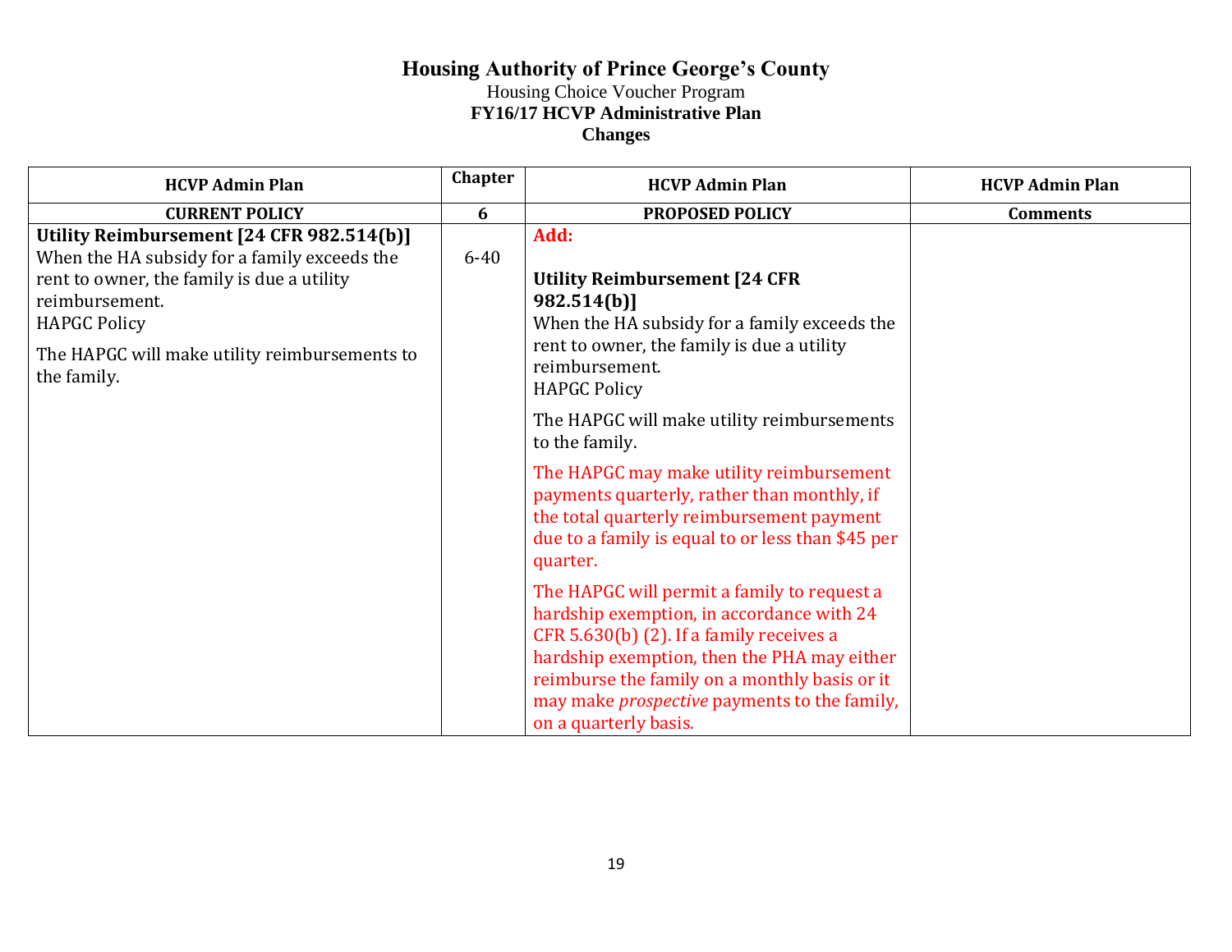# Housing Authority of Prince George's County

Housing Choice Voucher Program

**FY16/17 HCVP Administrative Plan**

**Changes**

| HCVP Admin Plan | Chapter | HCVP Admin Plan | HCVP Admin Plan |
|---|---|---|---|
| **CURRENT POLICY** | **6** | **PROPOSED POLICY** | **Comments** |
| **Utility Reimbursement [24 CFR 982.514(b)]**<br>When the HA subsidy for a family exceeds the rent to owner, the family is due a utility reimbursement.<br>HAPGC Policy<br>The HAPGC will make utility reimbursements to the family. | 6-40 | **Add:**<br><br>**Utility Reimbursement [24 CFR 982.514(b)]**<br>When the HA subsidy for a family exceeds the rent to owner, the family is due a utility reimbursement.<br>HAPGC Policy<br>The HAPGC will make utility reimbursements to the family.<br>The HAPGC may make utility reimbursement payments quarterly, rather than monthly, if the total quarterly reimbursement payment due to a family is equal to or less than $45 per quarter.<br>The HAPGC will permit a family to request a hardship exemption, in accordance with 24 CFR 5.630(b) (2). If a family receives a hardship exemption, then the PHA may either reimburse the family on a monthly basis or it may make *prospective* payments to the family, on a quarterly basis. | |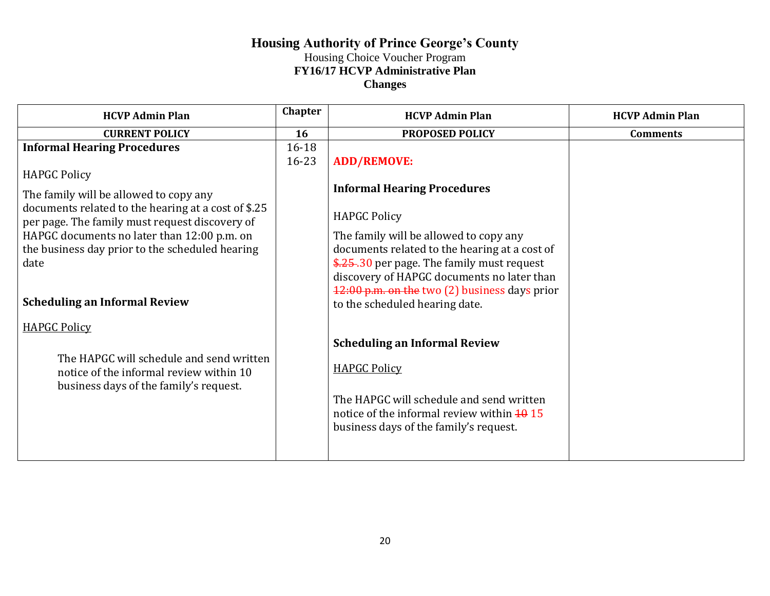# Housing Authority of Prince George's County

Housing Choice Voucher Program

**FY16/17 HCVP Administrative Plan**

**Changes**

| HCVP Admin Plan | Chapter | HCVP Admin Plan | HCVP Admin Plan |
|---|---|---|---|
| **CURRENT POLICY** | **16** | **PROPOSED POLICY** | **Comments** |
| **Informal Hearing Procedures**<br><br>HAPGC Policy<br><br>The family will be allowed to copy any documents related to the hearing at a cost of $.25 per page. The family must request discovery of HAPGC documents no later than 12:00 p.m. on the business day prior to the scheduled hearing date<br><br>**Scheduling an Informal Review**<br><br>HAPGC Policy<br><br>The HAPGC will schedule and send written notice of the informal review within 10 business days of the family's request. | 16-18<br>16-23 | **ADD/REMOVE:**<br><br>**Informal Hearing Procedures**<br><br>HAPGC Policy<br><br>The family will be allowed to copy any documents related to the hearing at a cost of ~~$.25~~ .30 per page. The family must request discovery of HAPGC documents no later than ~~12:00 p.m. on the~~ two (2) business days prior to the scheduled hearing date.<br><br>**Scheduling an Informal Review**<br><br>HAPGC Policy<br><br>The HAPGC will schedule and send written notice of the informal review within ~~10~~ 15 business days of the family's request. | |